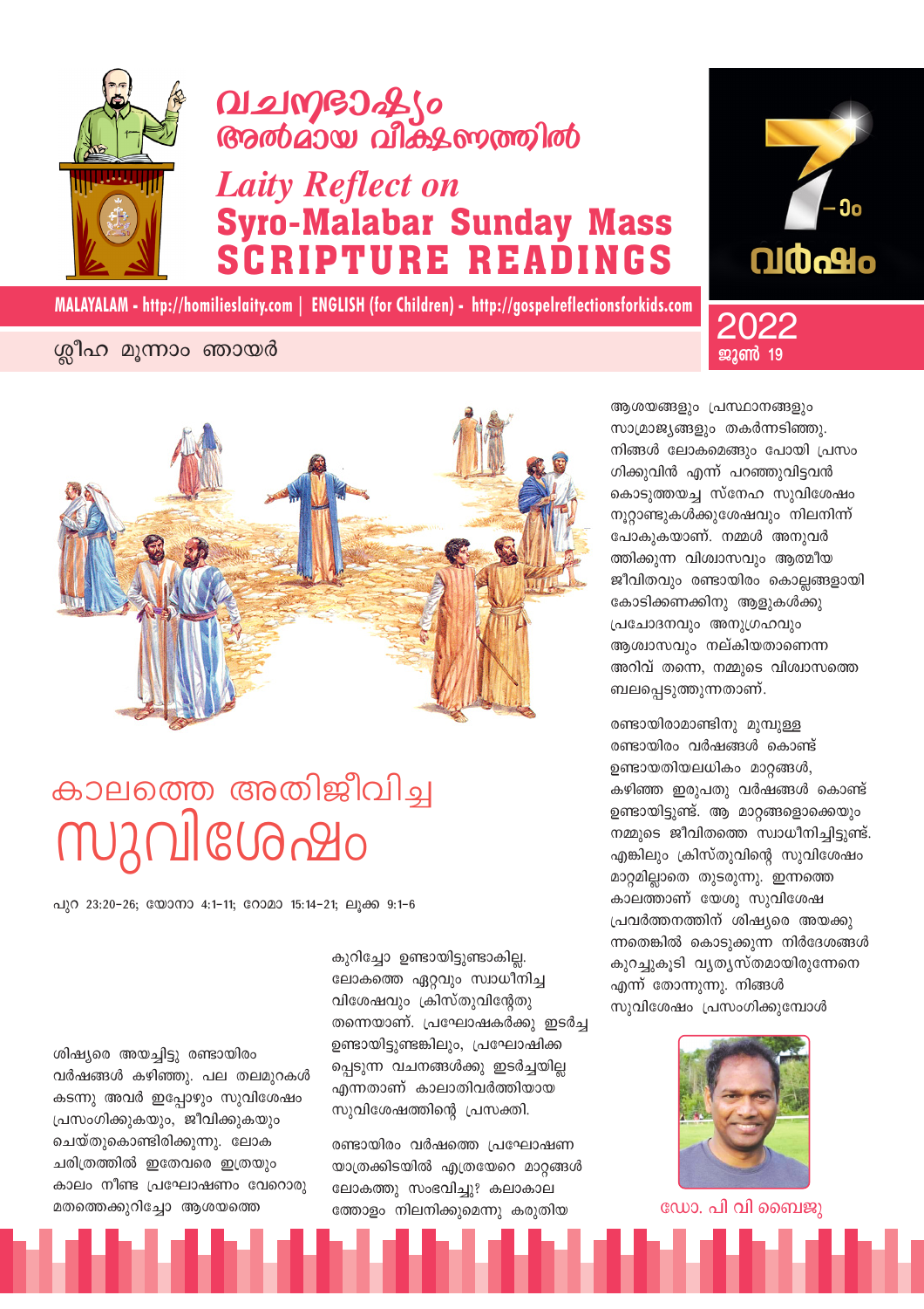# വചനഭാഷ്യം അൽമായ വീക്ഷണത്തിൽ

## *Laity Reflect on* Syro-Malabar Sunday Mass SCRIPTURE READINGS

**MALAYALAM - http://homilieslaity.com | ENGLISH (for Children) - http://gospelreflectionsforkids.com**

7-ാം വർഷം

2022 ജൂൺ 19

ശ്ലീഹാ മൂന്നാം ഞായർ

# കാലത്തെ അതിജീവിച്ച സുവിശേഷം

പുറ 23:20-26; യോനാ 4:1-11; റോമാ 15:14-21; ലൂക്ക 9:1-6

ശിഷ്യരെ അയച്ചിട്ടു രണ്ടായിരം വർഷങ്ങൾ കഴിഞ്ഞു. പല തലമുറകൾ കടന്നു അവർ ഇപ്പോഴും സുവിശേഷം പ്രസംഗിക്കുകയും, ജീവിക്കുകയും ചെയ്തുകൊണ്ടിരിക്കുന്നു. ലോക ചരിത്രത്തിൽ ഇതേവരെ ഇത്രയും കാലം നീണ്ട പ്രഘോഷണം വേറൊരു മതത്തെക്കുറിച്ചോ ആശയത്തെ കുറിച്ചോ ഉണ്ടായിട്ടുണ്ടാകില്ല. ലോകത്തെ ഏറ്റവും സ്വാധീനിച്ച വിശേഷവും ക്രിസ്തുവിന്റേതു തന്നെയാണ്. പ്രഘോഷകർക്കു ഇടർച്ച ഉണ്ടായിട്ടുണ്ടെങ്കിലും, പ്രഘോഷിക്കപ്പെടുന്ന വചനങ്ങൾക്കു ഇടർച്ചയില്ല എന്നതാണ് കാലാതിവർത്തിയായ സുവിശേഷത്തിന്റെ പ്രസക്തി.

രണ്ടായിരം വർഷത്തെ പ്രഘോഷണ യാത്രക്കിടയിൽ എത്രയേറെ മാറ്റങ്ങൾ ലോകത്തു സംഭവിച്ചു? കലാകാലത്തോളം നിലനിക്കുമെന്നു കരുതിയ ആശയങ്ങളും പ്രസ്ഥാനങ്ങളും സാമ്രാജ്യങ്ങളും തകർന്നടിഞ്ഞു. നിങ്ങൾ ലോകമെങ്ങും പോയി പ്രസംഗിക്കുവിൻ എന്ന് പറഞ്ഞുവിട്ടവൻ കൊടുത്തയച്ച സ്നേഹ സുവിശേഷം നൂറ്റാണ്ടുകൾക്കുശേഷവും നിലനിന്ന് പോകുകയാണ്. നമ്മൾ അനുവർത്തിക്കുന്ന വിശ്വാസവും ആത്മീയ ജീവിതവും രണ്ടായിരം കൊല്ലങ്ങളായി കോടിക്കണക്കിനു ആളുകൾക്കു പ്രചോദനവും അനുഗ്രഹവും ആശ്വാസവും നല്കിയതാണെന്ന അറിവ് തന്നെ, നമ്മുടെ വിശ്വാസത്തെ ബലപ്പെടുത്തുന്നതാണ്.

രണ്ടായിരാമാണ്ടിനു മുമ്പുള്ള രണ്ടായിരം വർഷങ്ങൾ കൊണ്ട് ഉണ്ടായതിയലധികം മാറ്റങ്ങൾ, കഴിഞ്ഞ ഇരുപതു വർഷങ്ങൾ കൊണ്ട് ഉണ്ടായിട്ടുണ്ട്. ആ മാറ്റങ്ങളൊക്കെയും നമ്മുടെ ജീവിതത്തെ സ്വാധീനിച്ചിട്ടുണ്ട്. എങ്കിലും ക്രിസ്തുവിന്റെ സുവിശേഷം മാറ്റമില്ലാതെ തുടരുന്നു. ഇന്നത്തെ കാലത്താണ് യേശു സുവിശേഷ പ്രവർത്തനത്തിന് ശിഷ്യരെ അയക്കുന്നതെങ്കിൽ കൊടുക്കുന്ന നിർദേശങ്ങൾ കുറച്ചുകൂടി വ്യത്യസ്തമായിരുന്നേനെ എന്ന് തോന്നുന്നു. നിങ്ങൾ സുവിശേഷം പ്രസംഗിക്കുമ്പോൾ

ഡോ. പി വി ബൈജു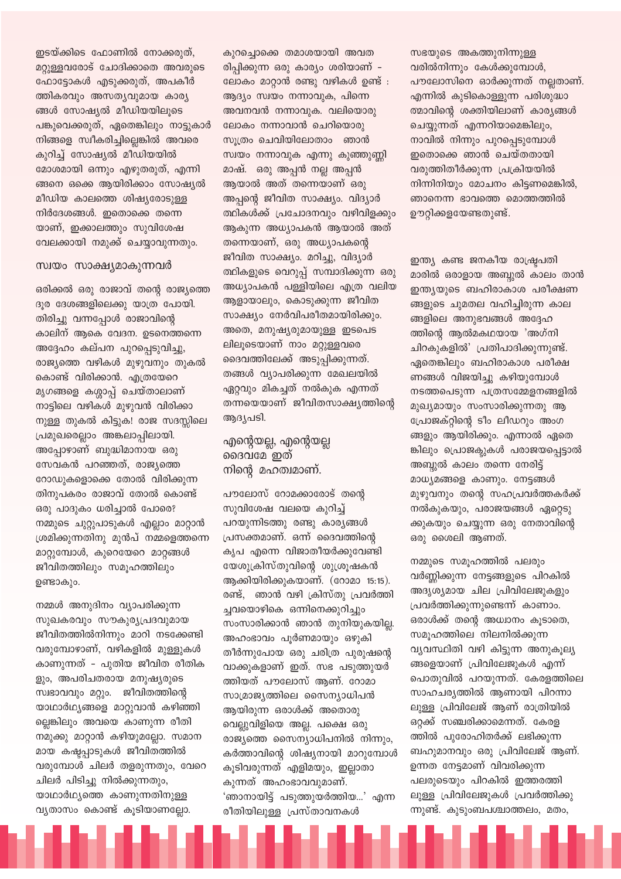ഇടയ്ക്കിടെ ഫോണിൽ നോക്കരുത്, മറ്റുള്ളവരോട് ചോദിക്കാതെ അവരുടെ ഫോട്ടോകൾ എടുക്കരുത്, അപകീർത്തികരവും അസത്യവുമായ കാര്യങ്ങൾ സോഷ്യൽ മീഡിയയിലൂടെ പങ്കുവെക്കരുത്, ഏതെങ്കിലും നാട്ടുകാർ നിങ്ങളെ സ്വീകരിച്ചില്ലെങ്കിൽ അവരെ കുറിച്ച് സോഷ്യൽ മീഡിയയിൽ മോശമായി ഒന്നും എഴുതരുത്, എന്നിങ്ങനെ ഒക്കെ ആയിരിക്കാം സോഷ്യൽ മീഡിയ കാലത്തെ ശിഷ്യരോടുള്ള നിർദേശങ്ങൾ. ഇതൊക്കെ തന്നെയാണ്, ഇക്കാലത്തും സുവിശേഷ വേലക്കായി നമുക്ക് ചെയ്യാവുന്നതും.

## സ്വയം സാക്ഷ്യമാകുന്നവർ

ഒരിക്കൽ ഒരു രാജാവ് തന്റെ രാജ്യത്തെ ദൂര ദേശങ്ങളിലെക്കു യാത്ര പോയി. തിരിച്ചു വന്നപ്പോൾ രാജാവിന്റെ കാലിന് ആകെ വേദന. ഉടനെത്തന്നെ അദ്ദേഹം കല്പന പുറപ്പെടുവിച്ചു, രാജ്യത്തെ വഴികൾ മുഴുവനും തുകൽ കൊണ്ട് വിരിക്കാൻ. എത്രയേറെ മൃഗങ്ങളെ കശാപ്പ് ചെയ്താലാണ് നാട്ടിലെ വഴികൾ മുഴുവൻ വിരിക്കാനുള്ള തുകൽ കിട്ടുക! രാജ സദസ്സിലെ പ്രമുഖരെല്ലാം അങ്കലാപ്പിലായി. അപ്പോഴാണ് ബുദ്ധിമാനായ ഒരു സേവകൻ പറഞ്ഞത്, രാജ്യത്തെ റോഡുകളൊക്കെ തോൽ വിരിക്കുന്നതിനുപകരം രാജാവ് തോൽ കൊണ്ട് ഒരു പാദുകം ധരിച്ചാൽ പോരെ? നമ്മുടെ ചുറ്റുപാടുകൾ എല്ലാം മാറ്റാൻ ശ്രമിക്കുന്നതിനു മുൻപ് നമ്മളെത്തന്നെ മാറ്റുമ്പോൾ, കുറെയേറെ മാറ്റങ്ങൾ ജീവിതത്തിലും സമൂഹത്തിലും ഉണ്ടാകും.

നമ്മൾ അനുദിനം വ്യാപരിക്കുന്ന സുഖകരവും സൗകര്യപ്രദവുമായ ജീവിതത്തിൽനിന്നും മാറി നടക്കേണ്ടി വരുമ്പോഴാണ്, വഴികളിൽ മുള്ളുകൾ കാണുന്നത് - പുതിയ ജീവിത രീതികളും, അപരിചിതരായ മനുഷ്യരുടെ സ്വഭാവവും മറ്റും. ജീവിതത്തിന്റെ യാഥാർഥ്യങ്ങളെ മാറ്റുവാൻ കഴിഞ്ഞില്ലെങ്കിലും അവയെ കാണുന്ന രീതി നമുക്കു മാറ്റാൻ കഴിയുമല്ലോ. സമാനമായ കഷ്ടപ്പാടുകൾ ജീവിതത്തിൽ വരുമ്പോൾ ചിലർ തളരുന്നതും, വേറെ ചിലർ പിടിച്ചു നിൽക്കുന്നതും, യാഥാർഥ്യത്തെ കാണുന്നതിനുള്ള വ്യതാസം കൊണ്ട് കൂടിയാണല്ലോ.

കുറച്ചൊക്കെ തമാശയായി അവതരിപ്പിക്കുന്ന ഒരു കാര്യം ശരിയാണ് - ലോകം മാറ്റാൻ രണ്ടു വഴികൾ ഉണ്ട് : ആദ്യം സ്വയം നന്നാവുക, പിന്നെ അവനവൻ നന്നാവുക. വലിയൊരു ലോകം നന്നാവാൻ ചെറിയൊരു സൂത്രം ചെവിയിലോതാം ഞാൻ സ്വയം നന്നാവുക എന്നു കുഞ്ഞുണ്ണി മാഷ്. ഒരു അപ്പൻ നല്ല അപ്പൻ ആയാൽ അത് തന്നെയാണ് ഒരു അപ്പന്റെ ജീവിത സാക്ഷ്യം. വിദ്യാർത്ഥികൾക്ക് പ്രചോദനവും വഴിവിളക്കും ആകുന്ന അധ്യാപകൻ ആയാൽ അത് തന്നെയാണ്, ഒരു അധ്യാപകന്റെ ജീവിത സാക്ഷ്യം. മറിച്ചു, വിദ്യാർത്ഥികളുടെ വെറുപ്പ് സമ്പാദിക്കുന്ന ഒരു അധ്യാപകൻ പള്ളിയിലെ എത്ര വലിയ ആളായാലും, കൊടുക്കുന്ന ജീവിത സാക്ഷ്യം നേർവിപരീതമായിരിക്കും. അതെ, മനുഷ്യരുമായുള്ള ഇടപെടലിലൂടെയാണ് നാം മറ്റുള്ളവരെ ദൈവത്തിലേക്ക് അടുപ്പിക്കുന്നത്. തങ്ങൾ വ്യാപരിക്കുന്ന മേഖലയിൽ ഏറ്റവും മികച്ചത് നൽകുക എന്നത് തന്നെയെയാണ് ജീവിതസാക്ഷ്യത്തിന്റെ ആദ്യപടി.

## എന്റെയല്ല, എന്റെയല്ല ദൈവമേ ഇത് നിന്റെ മഹത്വമാണ്.

പൗലോസ് റോമക്കാരോട് തന്റെ സുവിശേഷ വേലയെ കുറിച്ച് പറയുന്നിടത്തു രണ്ടു കാര്യങ്ങൾ പ്രസക്തമാണ്. ഒന്ന് ദൈവത്തിന്റെ കൃപ എന്നെ വിജാതീയർക്കുവേണ്ടി യേശുക്രിസ്തുവിന്റെ ശുശ്രൂഷകൻ ആക്കിയിരിക്കുകയാണ്. (റോമാ 15:15). രണ്ട്, ഞാൻ വഴി ക്രിസ്തു പ്രവർത്തിച്ചവയൊഴികെ ഒന്നിനെക്കുറിച്ചും സംസാരിക്കാൻ ഞാൻ തുനിയുകയില്ല. അഹംഭാവം പൂർണമായും ഒഴുകി തീർന്നുപോയ ഒരു ചരിത്ര പുരുഷന്റെ വാക്കുകളാണ് ഇത്. സഭ പടുത്തുയർത്തിയത് പൗലോസ് ആണ്. റോമാ സാമ്രാജ്യത്തിലെ സൈന്യാധിപൻ ആയിരുന്ന ഒരാൾക്ക് അതൊരു വെല്ലുവിളിയെ അല്ല. പക്ഷെ ഒരു രാജ്യത്തെ സൈന്യാധിപനിൽ നിന്നും, കർത്താവിന്റെ ശിഷ്യനായി മാറുമ്പോൾ കൂടിവരുന്നത് എളിമയും, ഇല്ലാതാകുന്നത് അഹംഭാവവുമാണ്. 'ഞാനായിട്ട് പടുത്തുയർത്തിയ...' എന്ന രീതിയിലുള്ള പ്രസ്താവനകൾ സഭയുടെ അകത്തുനിന്നുള്ള വരിൽനിന്നും കേൾക്കുമ്പോൾ, പൗലോസിനെ ഓർക്കുന്നത് നല്ലതാണ്. എന്നിൽ കുടികൊള്ളുന്ന പരിശുദ്ധാത്മാവിന്റെ ശക്തിയിലാണ് കാര്യങ്ങൾ ചെയ്യുന്നത് എന്നറിയാമെങ്കിലും, നാവിൽ നിന്നും പുറപ്പെടുമ്പോൾ ഇതൊക്കെ ഞാൻ ചെയ്തതായി വരുത്തിതീർക്കുന്ന പ്രക്രിയയിൽ നിന്നിനിയും മോചനം കിട്ടണമെങ്കിൽ, ഞാനെന്ന ഭാവത്തെ മൊത്തത്തിൽ ഊറ്റിക്കളയേണ്ടതുണ്ട്.

ഇന്ത്യ കണ്ട ജനകീയ രാഷ്ട്രപതിമാരിൽ ഒരാളായ അബ്ദുൽ കലാം താൻ ഇന്ത്യയുടെ ബഹിരാകാശ പരീക്ഷണങ്ങളുടെ ചുമതല വഹിച്ചിരുന്ന കാലങ്ങളിലെ അനുഭവങ്ങൾ അദ്ദേഹത്തിന്റെ ആൽമകഥയായ 'അഗ്നി ചിറകുകളിൽ' പ്രതിപാദിക്കുന്നുണ്ട്. ഏതെങ്കിലും ബഹിരാകാശ പരീക്ഷണങ്ങൾ വിജയിച്ചു കഴിയുമ്പോൾ നടത്തപെടുന്ന പത്രസമ്മേളനങ്ങളിൽ മുഖ്യമായും സംസാരിക്കുന്നതു ആ പ്രോജക്റ്റിന്റെ ടീം ലീഡറും അംഗങ്ങളും ആയിരിക്കും. എന്നാൽ ഏതെങ്കിലും പ്രൊജക്ടുകൾ പരാജയപ്പെട്ടാൽ അബ്ദുൽ കലാം തന്നെ നേരിട്ട് മാധ്യമങ്ങളെ കാണും. നേട്ടങ്ങൾ മുഴുവനും തന്റെ സഹപ്രവർത്തകർക്ക് നൽകുകയും, പരാജയങ്ങൾ ഏറ്റെടുക്കുകയും ചെയ്യുന്ന ഒരു നേതാവിന്റെ ഒരു ശൈലി ആണത്.

നമ്മുടെ സമൂഹത്തിൽ പലരും വർണ്ണിക്കുന്ന നേട്ടങ്ങളുടെ പിറകിൽ അദൃശ്യമായ ചില പ്രിവിലേജുകളും പ്രവർത്തിക്കുന്നുണ്ടെന്ന് കാണാം. ഒരാൾക്ക് തന്റെ അധ്വാനം കൂടാതെ, സമൂഹത്തിലെ നിലനിൽക്കുന്ന വ്യവസ്ഥിതി വഴി കിട്ടുന്ന അനുകൂല്യങ്ങളെയാണ് പ്രിവിലേജുകൾ എന്ന് പൊതുവിൽ പറയുന്നത്. കേരളത്തിലെ സാഹചര്യത്തിൽ ആണായി പിറന്നാലുള്ള പ്രിവിലേജ് ആണ് രാത്രിയിൽ ഒറ്റക്ക് സഞ്ചരിക്കാമെന്നത്. കേരളത്തിൽ പുരോഹിതർക്ക് ലഭിക്കുന്ന ബഹുമാനവും ഒരു പ്രിവിലേജ് ആണ്. ഉന്നത നേട്ടമാണ് വിവരിക്കുന്ന പലരുടെയും പിറകിൽ ഇത്തരത്തിലുള്ള പ്രിവിലേജുകൾ പ്രവർത്തിക്കുന്നുണ്ട്. കുടുംബപശ്ചാത്തലം, മതം,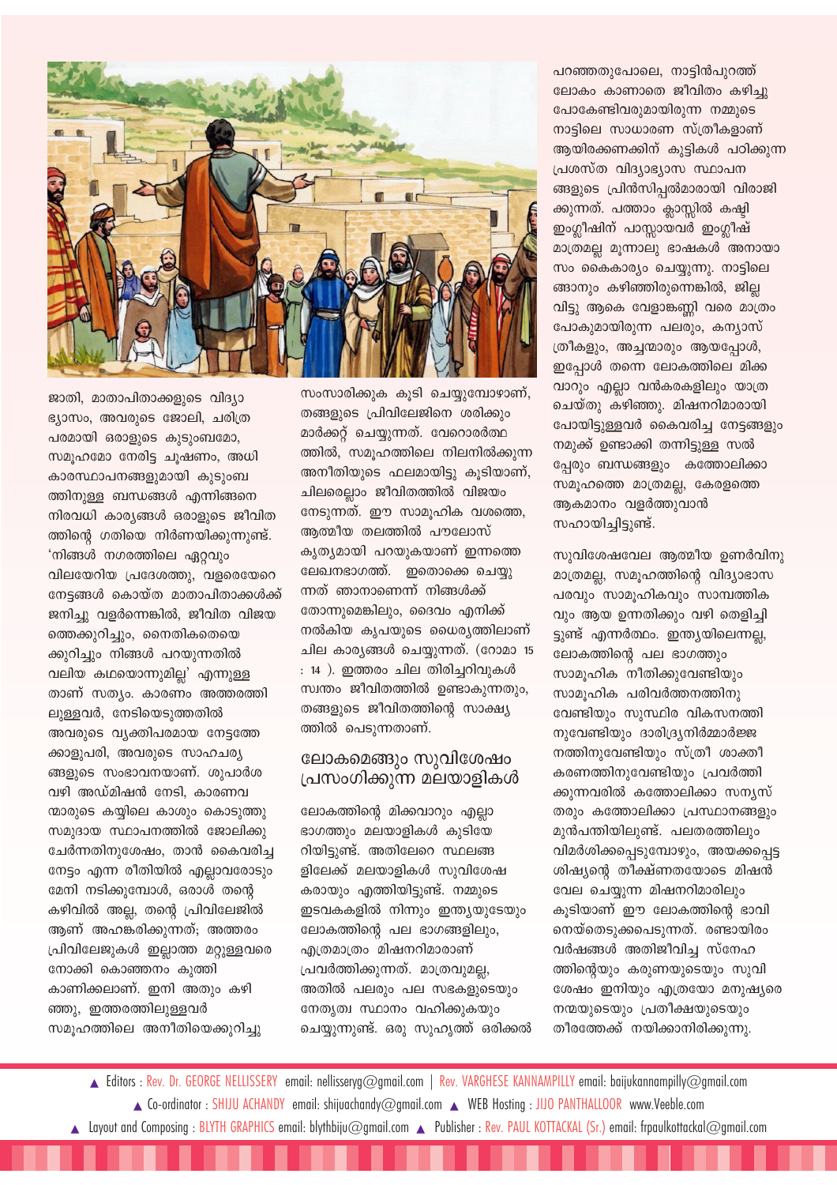ജാതി, മാതാപിതാക്കളുടെ വിദ്യാഭ്യാസം, അവരുടെ ജോലി, ചരിത്രപരമായി ഒരാളുടെ കുടുംബമോ, സമൂഹമോ നേരിട്ട ചൂഷണം, അധികാരസ്ഥാപനങ്ങളുമായി കുടുംബത്തിനുള്ള ബന്ധങ്ങൾ എന്നിങ്ങനെ നിരവധി കാര്യങ്ങൾ ഒരാളുടെ ജീവിതത്തിന്റെ ഗതിയെ നിർണയിക്കുന്നുണ്ട്. 'നിങ്ങൾ നഗരത്തിലെ ഏറ്റവും വിലയേറിയ പ്രദേശത്തു, വളരെയേറെ നേട്ടങ്ങൾ കൊയ്ത മാതാപിതാക്കൾക്ക് ജനിച്ചു വളർന്നെങ്കിൽ, ജീവിത വിജയത്തെക്കുറിച്ചും, നൈതികതയെക്കുറിച്ചും നിങ്ങൾ പറയുന്നതിൽ വലിയ കഥയൊന്നുമില്ല' എന്നുള്ളതാണ് സത്യം. കാരണം അത്തരത്തിലുള്ളവർ, നേടിയെടുത്തതിൽ അവരുടെ വ്യക്തിപരമായ നേട്ടത്തേക്കാളുപരി, അവരുടെ സാഹചര്യങ്ങളുടെ സംഭാവനയാണ്. ശുപാർശ വഴി അഡ്മിഷൻ നേടി, കാരണവന്മാരുടെ കയ്യിലെ കാശും കൊടുത്തു സമുദായ സ്ഥാപനത്തിൽ ജോലിക്കു ചേർന്നതിനുശേഷം, താൻ കൈവരിച്ച നേട്ടം എന്ന രീതിയിൽ എല്ലാവരോടും മേനി നടിക്കുമ്പോൾ, ഒരാൾ തന്റെ കഴിവിൽ അല്ല, തന്റെ പ്രിവിലേജിൽ ആണ് അഹങ്കരിക്കുന്നത്; അത്തരം പ്രിവിലേജുകൾ ഇല്ലാത്ത മറ്റുള്ളവരെ നോക്കി കൊഞ്ഞനം കുത്തി കാണിക്കലാണ്. ഇനി അതും കഴിഞ്ഞു, ഇത്തരത്തിലുള്ളവർ സമൂഹത്തിലെ അനീതിയെക്കുറിച്ചു സംസാരിക്കുക കൂടി ചെയ്യുമ്പോഴാണ്, തങ്ങളുടെ പ്രിവിലേജിനെ ശരിക്കും മാർക്കറ്റ് ചെയ്യുന്നത്. വേറൊരർത്ഥത്തിൽ, സമൂഹത്തിലെ നിലനിൽക്കുന്ന അനീതിയുടെ ഫലമായിട്ടു കൂടിയാണ്, ചിലരെല്ലാം ജീവിതത്തിൽ വിജയം നേടുന്നത്. ഈ സാമൂഹിക വശത്തെ, ആത്മീയ തലത്തിൽ പൗലോസ് കൃത്യമായി പറയുകയാണ് ഇന്നത്തെ ലേഖനഭാഗത്ത്. ഇതൊക്കെ ചെയ്യുന്നത് ഞാനാണെന്ന് നിങ്ങൾക്ക് തോന്നുമെങ്കിലും, ദൈവം എനിക്ക് നൽകിയ കൃപയുടെ ധൈര്യത്തിലാണ് ചില കാര്യങ്ങൾ ഞാൻ ചെയ്യുന്നത്. (റോമാ 15 : 14 ). ഇത്തരം ചില തിരിച്ചറിവുകൾ സ്വന്തം ജീവിതത്തിൽ ഉണ്ടാകുന്നതും, തങ്ങളുടെ ജീവിതത്തിന്റെ സാക്ഷ്യത്തിൽ പെടുന്നതാണ്.

## ലോകമെങ്ങും സുവിശേഷം പ്രസംഗിക്കുന്ന മലയാളികൾ

ലോകത്തിന്റെ മിക്കവാറും എല്ലാ ഭാഗത്തും മലയാളികൾ കുടിയേറിയിട്ടുണ്ട്. അതിലേറെ സ്ഥലങ്ങളിലേക്ക് മലയാളികൾ സുവിശേഷകരായും എത്തിയിട്ടുണ്ട്. നമ്മുടെ ഇടവകകളിൽ നിന്നും ഇന്ത്യയുടേയും ലോകത്തിന്റെ പല ഭാഗങ്ങളിലും, എത്രമാത്രം മിഷനറിമാരാണ് പ്രവർത്തിക്കുന്നത്. മാത്രവുമല്ല, അതിൽ പലരും പല സഭകളുടെയും നേതൃത്വ സ്ഥാനം വഹിക്കുകയും ചെയ്യുന്നുണ്ട്. ഒരു സുഹൃത്ത് ഒരിക്കൽ പറഞ്ഞതുപോലെ, നാട്ടിൻപുറത്ത് ലോകം കാണാതെ ജീവിതം കഴിച്ചു പോകേണ്ടിവരുമായിരുന്ന നമ്മുടെ നാട്ടിലെ സാധാരണ സ്ത്രീകളാണ് ആയിരക്കണക്കിന് കുട്ടികൾ പഠിക്കുന്ന പ്രശസ്ത വിദ്യാഭ്യാസ സ്ഥാപനങ്ങളുടെ പ്രിൻസിപ്പൽമാരായി വിരാജിക്കുന്നത്. പത്താം ക്ലാസ്സിൽ കഷ്ടി ഇംഗ്ലീഷിന് പാസ്സായവർ ഇംഗ്ലീഷ് മാത്രമല്ല മൂന്നാലു ഭാഷകൾ അനായാസം കൈകാര്യം ചെയ്യുന്നു. നാട്ടിലെ ങ്ങാനും കഴിഞ്ഞിരുന്നെങ്കിൽ, ജില്ല വിട്ടു ആകെ വേളാങ്കണ്ണി വരെ മാത്രം പോകുമായിരുന്ന പലരും, കന്യാസ്ത്രീകളും, അച്ചന്മാരും ആയപ്പോൾ, ഇപ്പോൾ തന്നെ ലോകത്തിലെ മിക്കവാറും എല്ലാ വൻകരകളിലും യാത്ര ചെയ്തു കഴിഞ്ഞു. മിഷനറിമാരായി പോയിട്ടുള്ളവർ കൈവരിച്ച നേട്ടങ്ങളും നമുക്ക് ഉണ്ടാക്കി തന്നിട്ടുള്ള സൽപ്പേരും ബന്ധങ്ങളും കത്തോലിക്കാ സമൂഹത്തെ മാത്രമല്ല, കേരളത്തെ ആകമാനം വളർത്തുവാൻ സഹായിച്ചിട്ടുണ്ട്.

സുവിശേഷവേല ആത്മീയ ഉണർവിനു മാത്രമല്ല, സമൂഹത്തിന്റെ വിദ്യാഭാസപരവും സാമൂഹികവും സാമ്പത്തികവും ആയ ഉന്നതിക്കും വഴി തെളിച്ചിട്ടുണ്ട് എന്നർത്ഥം. ഇന്ത്യയിലെന്നല്ല, ലോകത്തിന്റെ പല ഭാഗത്തും സാമൂഹിക നീതിക്കുവേണ്ടിയും സാമൂഹിക പരിവർത്തനത്തിനു വേണ്ടിയും സുസ്ഥിര വികസനത്തിനുവേണ്ടിയും ദാരിദ്ര്യനിർമ്മാർജ്ജനത്തിനുവേണ്ടിയും സ്ത്രീ ശാക്തീകരണത്തിനുവേണ്ടിയും പ്രവർത്തിക്കുന്നവരിൽ കത്തോലിക്കാ സന്യസ്തരും കത്തോലിക്കാ പ്രസ്ഥാനങ്ങളും മുൻപന്തിയിലുണ്ട്. പലതരത്തിലും വിമർശിക്കപ്പെടുമ്പോഴും, അയക്കപ്പെട്ട ശിഷ്യന്റെ തീക്ഷ്ണതയോടെ മിഷൻ വേല ചെയ്യുന്ന മിഷനറിമാരിലും കൂടിയാണ് ഈ ലോകത്തിന്റെ ഭാവി നെയ്തെടുക്കപെടുന്നത്. രണ്ടായിരം വർഷങ്ങൾ അതിജീവിച്ച സ്നേഹത്തിന്റെയും കരുണയുടെയും സുവിശേഷം ഇനിയും എത്രയോ മനുഷ്യരെ നന്മയുടെയും പ്രതീക്ഷയുടെയും തീരത്തേക്ക് നയിക്കാനിരിക്കുന്നു.

---

▲ Editors : Rev. Dr. GEORGE NELLISSERY email: nellisseryg@gmail.com | Rev. VARGHESE KANNAMPILLY email: baijukannampilly@gmail.com

▲ Co-ordinator : SHIJU ACHANDY email: shijuachandy@gmail.com ▲ WEB Hosting : JIJO PANTHALLOOR www.Veeble.com

▲ Layout and Composing : BLYTH GRAPHICS email: blythbiju@gmail.com ▲ Publisher : Rev. PAUL KOTTACKAL (Sr.) email: frpaulkottackal@gmail.com